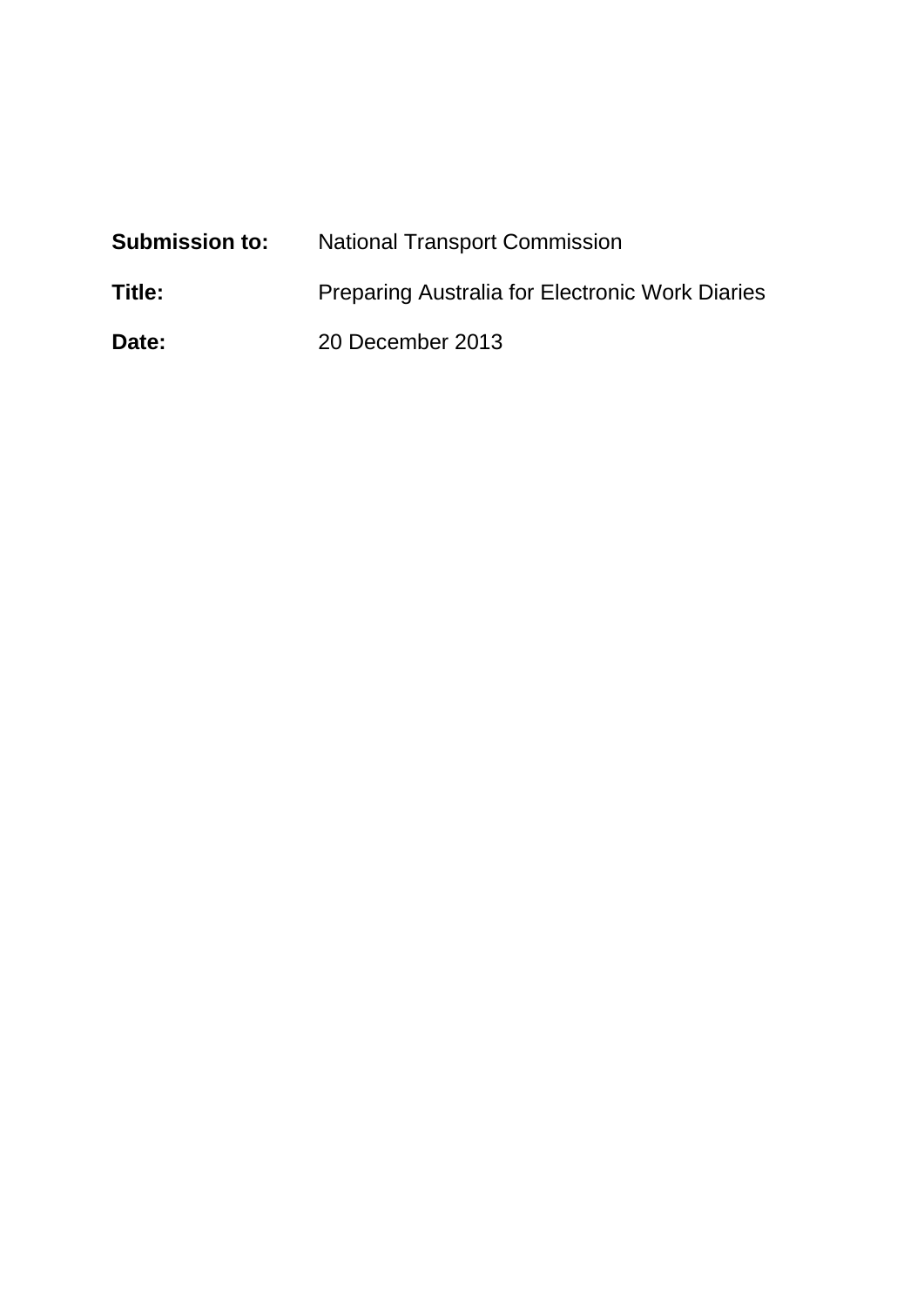**Submission to:** National Transport Commission

**Title:** Preparing Australia for Electronic Work Diaries

**Date:** 20 December 2013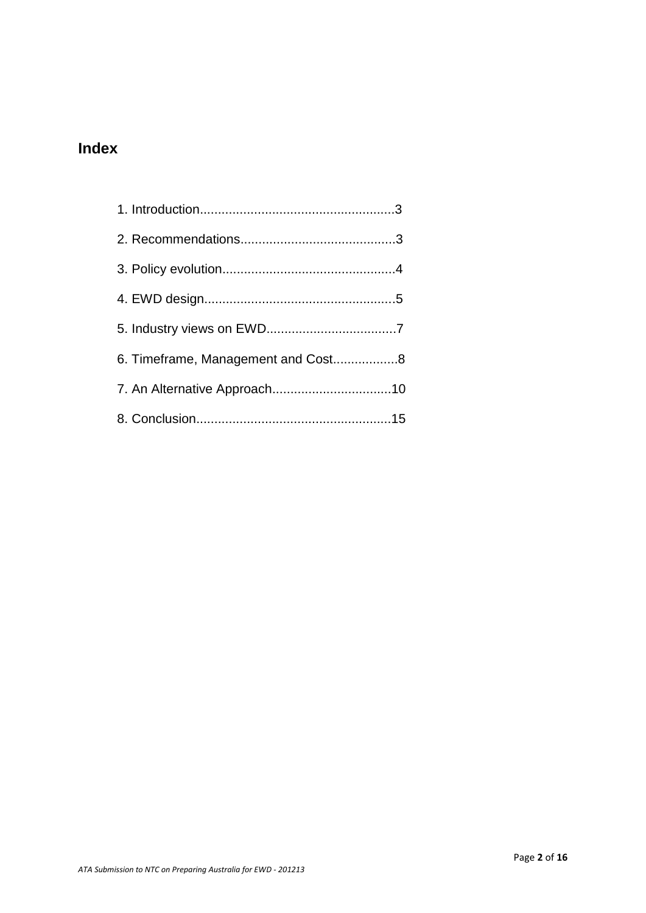## Index

1. Introduction.....................................................3
2. Recommendations..........................................3
3. Policy evolution...............................................4
4. EWD design....................................................5
5. Industry views on EWD...................................7
6. Timeframe, Management and Cost.................8
7. An Alternative Approach................................10
8. Conclusion.....................................................15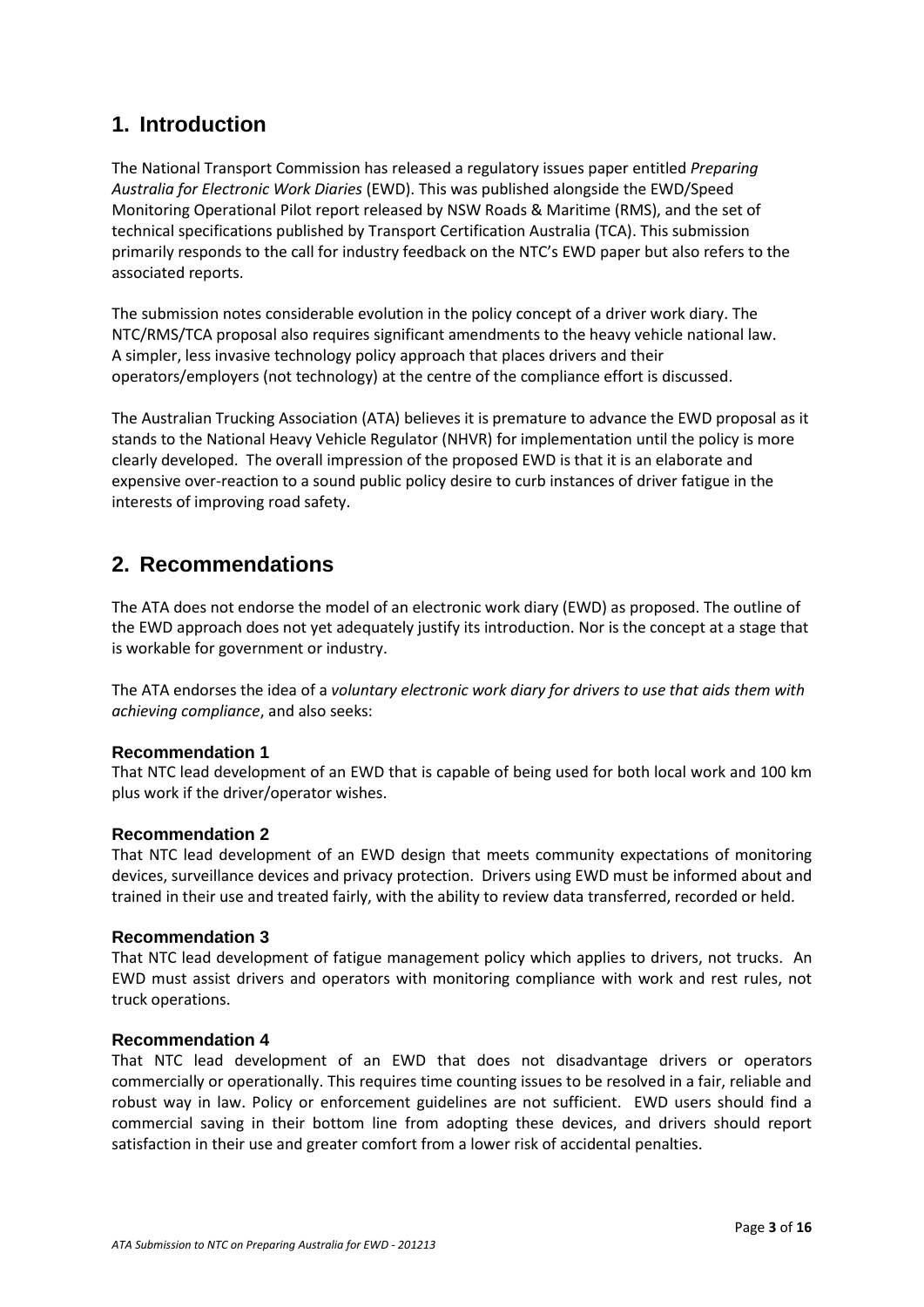## 1. Introduction

The National Transport Commission has released a regulatory issues paper entitled *Preparing Australia for Electronic Work Diaries* (EWD). This was published alongside the EWD/Speed Monitoring Operational Pilot report released by NSW Roads & Maritime (RMS), and the set of technical specifications published by Transport Certification Australia (TCA). This submission primarily responds to the call for industry feedback on the NTC's EWD paper but also refers to the associated reports.

The submission notes considerable evolution in the policy concept of a driver work diary. The NTC/RMS/TCA proposal also requires significant amendments to the heavy vehicle national law. A simpler, less invasive technology policy approach that places drivers and their operators/employers (not technology) at the centre of the compliance effort is discussed.

The Australian Trucking Association (ATA) believes it is premature to advance the EWD proposal as it stands to the National Heavy Vehicle Regulator (NHVR) for implementation until the policy is more clearly developed. The overall impression of the proposed EWD is that it is an elaborate and expensive over-reaction to a sound public policy desire to curb instances of driver fatigue in the interests of improving road safety.

## 2. Recommendations

The ATA does not endorse the model of an electronic work diary (EWD) as proposed. The outline of the EWD approach does not yet adequately justify its introduction. Nor is the concept at a stage that is workable for government or industry.

The ATA endorses the idea of a *voluntary electronic work diary for drivers to use that aids them with achieving compliance*, and also seeks:

### Recommendation 1

That NTC lead development of an EWD that is capable of being used for both local work and 100 km plus work if the driver/operator wishes.

### Recommendation 2

That NTC lead development of an EWD design that meets community expectations of monitoring devices, surveillance devices and privacy protection. Drivers using EWD must be informed about and trained in their use and treated fairly, with the ability to review data transferred, recorded or held.

### Recommendation 3

That NTC lead development of fatigue management policy which applies to drivers, not trucks. An EWD must assist drivers and operators with monitoring compliance with work and rest rules, not truck operations.

### Recommendation 4

That NTC lead development of an EWD that does not disadvantage drivers or operators commercially or operationally. This requires time counting issues to be resolved in a fair, reliable and robust way in law. Policy or enforcement guidelines are not sufficient. EWD users should find a commercial saving in their bottom line from adopting these devices, and drivers should report satisfaction in their use and greater comfort from a lower risk of accidental penalties.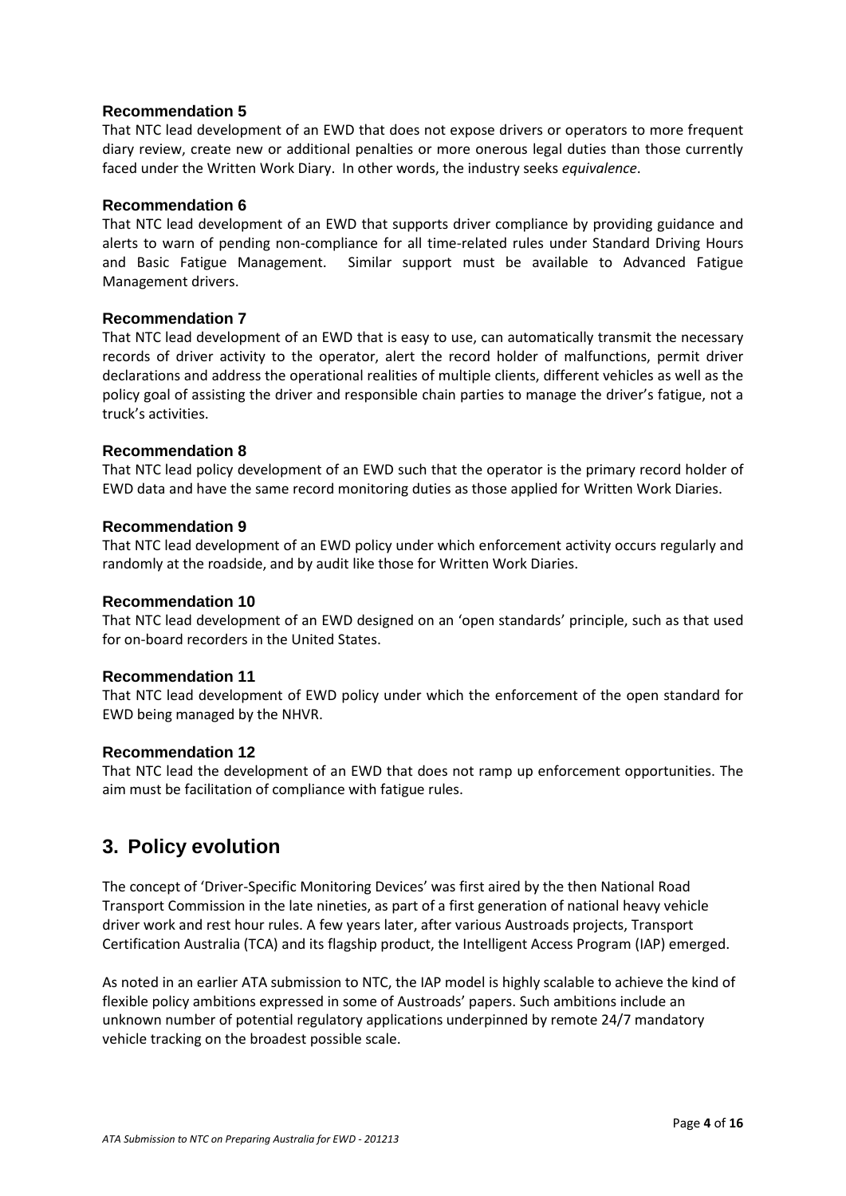### Recommendation 5

That NTC lead development of an EWD that does not expose drivers or operators to more frequent diary review, create new or additional penalties or more onerous legal duties than those currently faced under the Written Work Diary. In other words, the industry seeks *equivalence*.

### Recommendation 6

That NTC lead development of an EWD that supports driver compliance by providing guidance and alerts to warn of pending non-compliance for all time-related rules under Standard Driving Hours and Basic Fatigue Management. Similar support must be available to Advanced Fatigue Management drivers.

### Recommendation 7

That NTC lead development of an EWD that is easy to use, can automatically transmit the necessary records of driver activity to the operator, alert the record holder of malfunctions, permit driver declarations and address the operational realities of multiple clients, different vehicles as well as the policy goal of assisting the driver and responsible chain parties to manage the driver's fatigue, not a truck's activities.

### Recommendation 8

That NTC lead policy development of an EWD such that the operator is the primary record holder of EWD data and have the same record monitoring duties as those applied for Written Work Diaries.

### Recommendation 9

That NTC lead development of an EWD policy under which enforcement activity occurs regularly and randomly at the roadside, and by audit like those for Written Work Diaries.

### Recommendation 10

That NTC lead development of an EWD designed on an 'open standards' principle, such as that used for on-board recorders in the United States.

### Recommendation 11

That NTC lead development of EWD policy under which the enforcement of the open standard for EWD being managed by the NHVR.

### Recommendation 12

That NTC lead the development of an EWD that does not ramp up enforcement opportunities. The aim must be facilitation of compliance with fatigue rules.

## 3. Policy evolution

The concept of 'Driver-Specific Monitoring Devices' was first aired by the then National Road Transport Commission in the late nineties, as part of a first generation of national heavy vehicle driver work and rest hour rules. A few years later, after various Austroads projects, Transport Certification Australia (TCA) and its flagship product, the Intelligent Access Program (IAP) emerged.

As noted in an earlier ATA submission to NTC, the IAP model is highly scalable to achieve the kind of flexible policy ambitions expressed in some of Austroads' papers. Such ambitions include an unknown number of potential regulatory applications underpinned by remote 24/7 mandatory vehicle tracking on the broadest possible scale.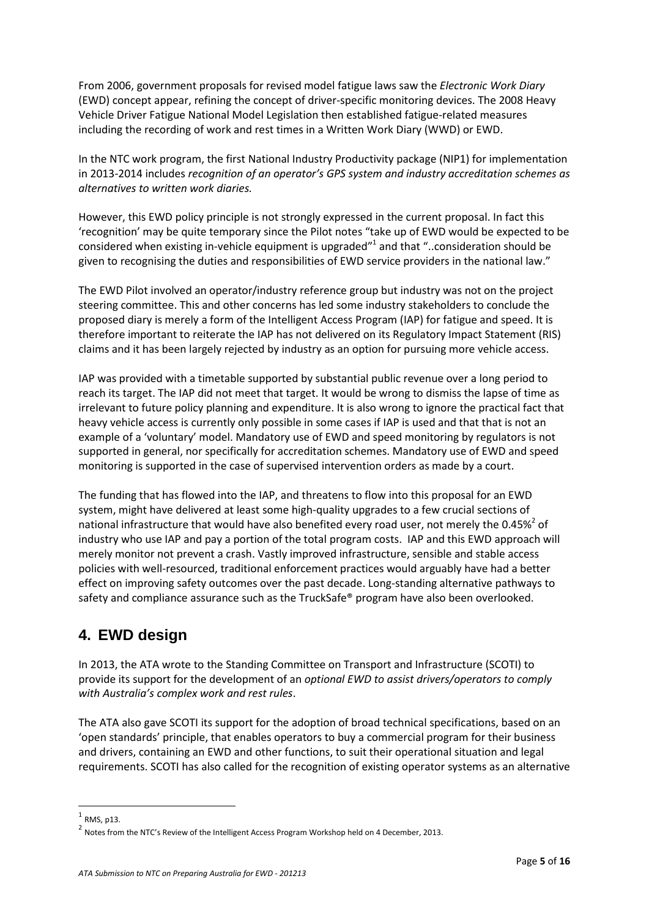From 2006, government proposals for revised model fatigue laws saw the *Electronic Work Diary* (EWD) concept appear, refining the concept of driver-specific monitoring devices. The 2008 Heavy Vehicle Driver Fatigue National Model Legislation then established fatigue-related measures including the recording of work and rest times in a Written Work Diary (WWD) or EWD.

In the NTC work program, the first National Industry Productivity package (NIP1) for implementation in 2013-2014 includes *recognition of an operator's GPS system and industry accreditation schemes as alternatives to written work diaries.*

However, this EWD policy principle is not strongly expressed in the current proposal. In fact this 'recognition' may be quite temporary since the Pilot notes "take up of EWD would be expected to be considered when existing in-vehicle equipment is upgraded"[1] and that "..consideration should be given to recognising the duties and responsibilities of EWD service providers in the national law."

The EWD Pilot involved an operator/industry reference group but industry was not on the project steering committee. This and other concerns has led some industry stakeholders to conclude the proposed diary is merely a form of the Intelligent Access Program (IAP) for fatigue and speed. It is therefore important to reiterate the IAP has not delivered on its Regulatory Impact Statement (RIS) claims and it has been largely rejected by industry as an option for pursuing more vehicle access.

IAP was provided with a timetable supported by substantial public revenue over a long period to reach its target. The IAP did not meet that target. It would be wrong to dismiss the lapse of time as irrelevant to future policy planning and expenditure. It is also wrong to ignore the practical fact that heavy vehicle access is currently only possible in some cases if IAP is used and that that is not an example of a 'voluntary' model. Mandatory use of EWD and speed monitoring by regulators is not supported in general, nor specifically for accreditation schemes. Mandatory use of EWD and speed monitoring is supported in the case of supervised intervention orders as made by a court.

The funding that has flowed into the IAP, and threatens to flow into this proposal for an EWD system, might have delivered at least some high-quality upgrades to a few crucial sections of national infrastructure that would have also benefited every road user, not merely the 0.45%[2] of industry who use IAP and pay a portion of the total program costs. IAP and this EWD approach will merely monitor not prevent a crash. Vastly improved infrastructure, sensible and stable access policies with well-resourced, traditional enforcement practices would arguably have had a better effect on improving safety outcomes over the past decade. Long-standing alternative pathways to safety and compliance assurance such as the TruckSafe® program have also been overlooked.

## 4. EWD design

In 2013, the ATA wrote to the Standing Committee on Transport and Infrastructure (SCOTI) to provide its support for the development of an *optional EWD to assist drivers/operators to comply with Australia's complex work and rest rules*.

The ATA also gave SCOTI its support for the adoption of broad technical specifications, based on an 'open standards' principle, that enables operators to buy a commercial program for their business and drivers, containing an EWD and other functions, to suit their operational situation and legal requirements. SCOTI has also called for the recognition of existing operator systems as an alternative

---

[1] RMS, p13.

[2] Notes from the NTC's Review of the Intelligent Access Program Workshop held on 4 December, 2013.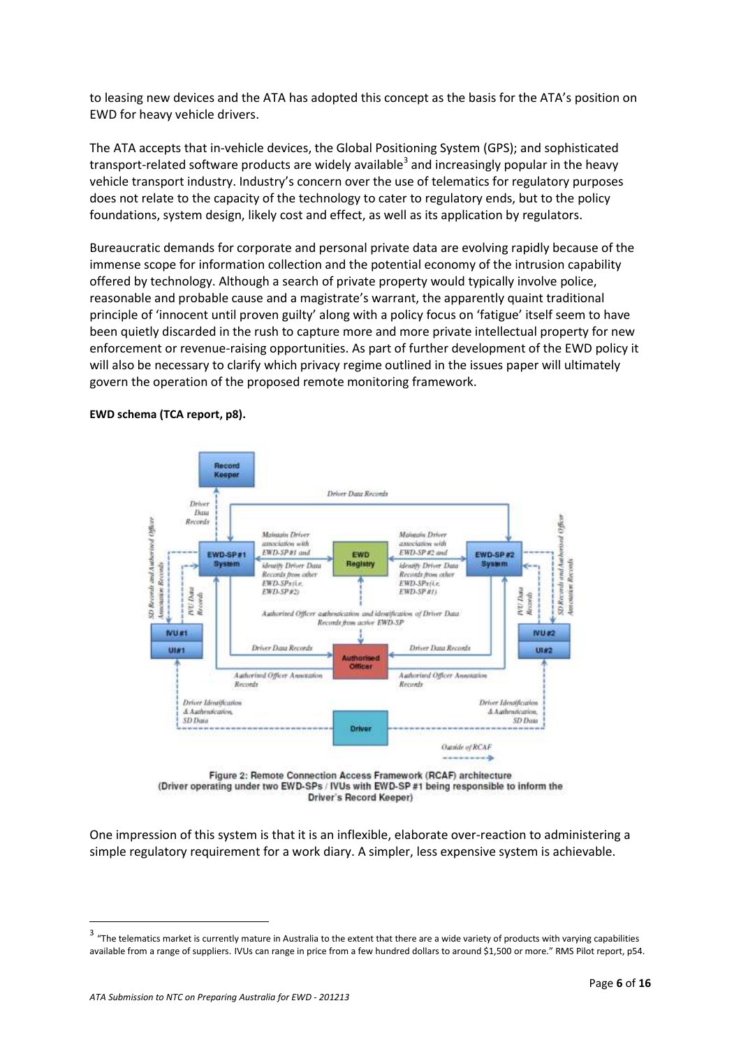to leasing new devices and the ATA has adopted this concept as the basis for the ATA's position on EWD for heavy vehicle drivers.

The ATA accepts that in-vehicle devices, the Global Positioning System (GPS); and sophisticated transport-related software products are widely available[3] and increasingly popular in the heavy vehicle transport industry. Industry's concern over the use of telematics for regulatory purposes does not relate to the capacity of the technology to cater to regulatory ends, but to the policy foundations, system design, likely cost and effect, as well as its application by regulators.

Bureaucratic demands for corporate and personal private data are evolving rapidly because of the immense scope for information collection and the potential economy of the intrusion capability offered by technology. Although a search of private property would typically involve police, reasonable and probable cause and a magistrate's warrant, the apparently quaint traditional principle of 'innocent until proven guilty' along with a policy focus on 'fatigue' itself seem to have been quietly discarded in the rush to capture more and more private intellectual property for new enforcement or revenue-raising opportunities. As part of further development of the EWD policy it will also be necessary to clarify which privacy regime outlined in the issues paper will ultimately govern the operation of the proposed remote monitoring framework.

**EWD schema (TCA report, p8).**

Figure 2: Remote Connection Access Framework (RCAF) architecture (Driver operating under two EWD-SPs / IVUs with EWD-SP #1 being responsible to inform the Driver's Record Keeper)

One impression of this system is that it is an inflexible, elaborate over-reaction to administering a simple regulatory requirement for a work diary. A simpler, less expensive system is achievable.

---

[3] "The telematics market is currently mature in Australia to the extent that there are a wide variety of products with varying capabilities available from a range of suppliers. IVUs can range in price from a few hundred dollars to around $1,500 or more." RMS Pilot report, p54.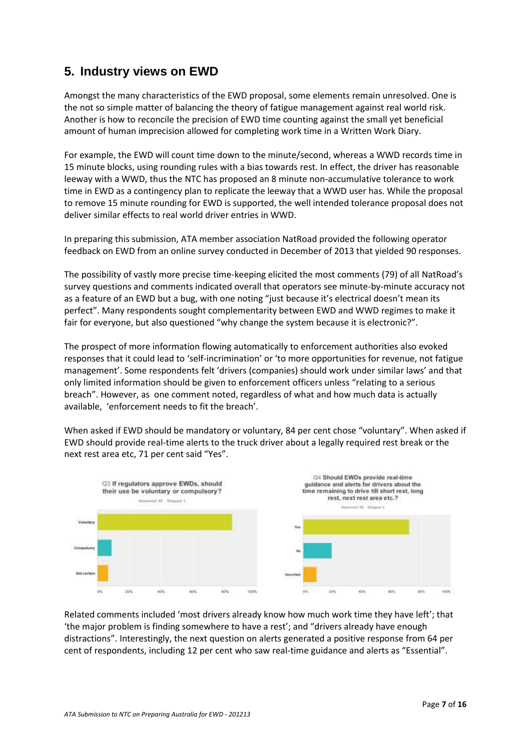## 5. Industry views on EWD

Amongst the many characteristics of the EWD proposal, some elements remain unresolved. One is the not so simple matter of balancing the theory of fatigue management against real world risk. Another is how to reconcile the precision of EWD time counting against the small yet beneficial amount of human imprecision allowed for completing work time in a Written Work Diary.

For example, the EWD will count time down to the minute/second, whereas a WWD records time in 15 minute blocks, using rounding rules with a bias towards rest. In effect, the driver has reasonable leeway with a WWD, thus the NTC has proposed an 8 minute non-accumulative tolerance to work time in EWD as a contingency plan to replicate the leeway that a WWD user has. While the proposal to remove 15 minute rounding for EWD is supported, the well intended tolerance proposal does not deliver similar effects to real world driver entries in WWD.

In preparing this submission, ATA member association NatRoad provided the following operator feedback on EWD from an online survey conducted in December of 2013 that yielded 90 responses.

The possibility of vastly more precise time-keeping elicited the most comments (79) of all NatRoad's survey questions and comments indicated overall that operators see minute-by-minute accuracy not as a feature of an EWD but a bug, with one noting "just because it's electrical doesn't mean its perfect". Many respondents sought complementarity between EWD and WWD regimes to make it fair for everyone, but also questioned "why change the system because it is electronic?".

The prospect of more information flowing automatically to enforcement authorities also evoked responses that it could lead to 'self-incrimination' or 'to more opportunities for revenue, not fatigue management'. Some respondents felt 'drivers (companies) should work under similar laws' and that only limited information should be given to enforcement officers unless "relating to a serious breach". However, as one comment noted, regardless of what and how much data is actually available, 'enforcement needs to fit the breach'.

When asked if EWD should be mandatory or voluntary, 84 per cent chose "voluntary". When asked if EWD should provide real-time alerts to the truck driver about a legally required rest break or the next rest area etc, 71 per cent said "Yes".

Q3 If regulators approve EWDs, should their use be voluntary or compulsory?

Q4 Should EWDs provide real-time guidance and alerts for drivers about the time remaining to drive till short rest, long rest, next rest area etc.?

Related comments included 'most drivers already know how much work time they have left'; that 'the major problem is finding somewhere to have a rest'; and "drivers already have enough distractions". Interestingly, the next question on alerts generated a positive response from 64 per cent of respondents, including 12 per cent who saw real-time guidance and alerts as "Essential".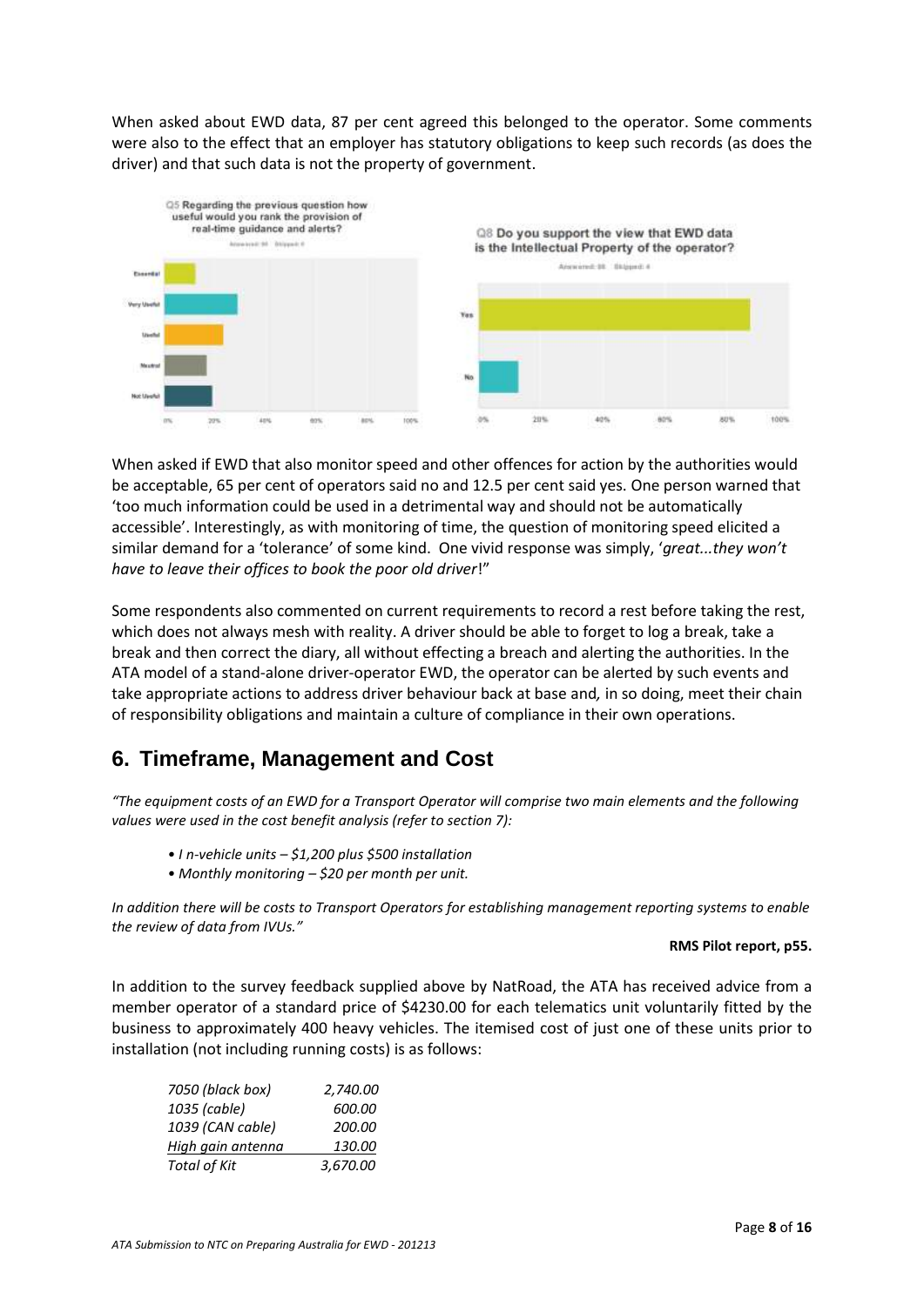When asked about EWD data, 87 per cent agreed this belonged to the operator. Some comments were also to the effect that an employer has statutory obligations to keep such records (as does the driver) and that such data is not the property of government.

When asked if EWD that also monitor speed and other offences for action by the authorities would be acceptable, 65 per cent of operators said no and 12.5 per cent said yes. One person warned that 'too much information could be used in a detrimental way and should not be automatically accessible'. Interestingly, as with monitoring of time, the question of monitoring speed elicited a similar demand for a 'tolerance' of some kind. One vivid response was simply, '*great...they won't have to leave their offices to book the poor old driver*!"

Some respondents also commented on current requirements to record a rest before taking the rest, which does not always mesh with reality. A driver should be able to forget to log a break, take a break and then correct the diary, all without effecting a breach and alerting the authorities. In the ATA model of a stand-alone driver-operator EWD, the operator can be alerted by such events and take appropriate actions to address driver behaviour back at base and*,* in so doing, meet their chain of responsibility obligations and maintain a culture of compliance in their own operations.

## 6. Timeframe, Management and Cost

*"The equipment costs of an EWD for a Transport Operator will comprise two main elements and the following values were used in the cost benefit analysis (refer to section 7):*

- *I n-vehicle units – $1,200 plus $500 installation*
- *Monthly monitoring – $20 per month per unit.*

*In addition there will be costs to Transport Operators for establishing management reporting systems to enable the review of data from IVUs."*

**RMS Pilot report, p55.**

In addition to the survey feedback supplied above by NatRoad, the ATA has received advice from a member operator of a standard price of $4230.00 for each telematics unit voluntarily fitted by the business to approximately 400 heavy vehicles. The itemised cost of just one of these units prior to installation (not including running costs) is as follows:

| Item | Cost |
|---|---|
| *7050 (black box)* | *2,740.00* |
| *1035 (cable)* | *600.00* |
| *1039 (CAN cable)* | *200.00* |
| *High gain antenna* | *130.00* |
| *Total of Kit* | *3,670.00* |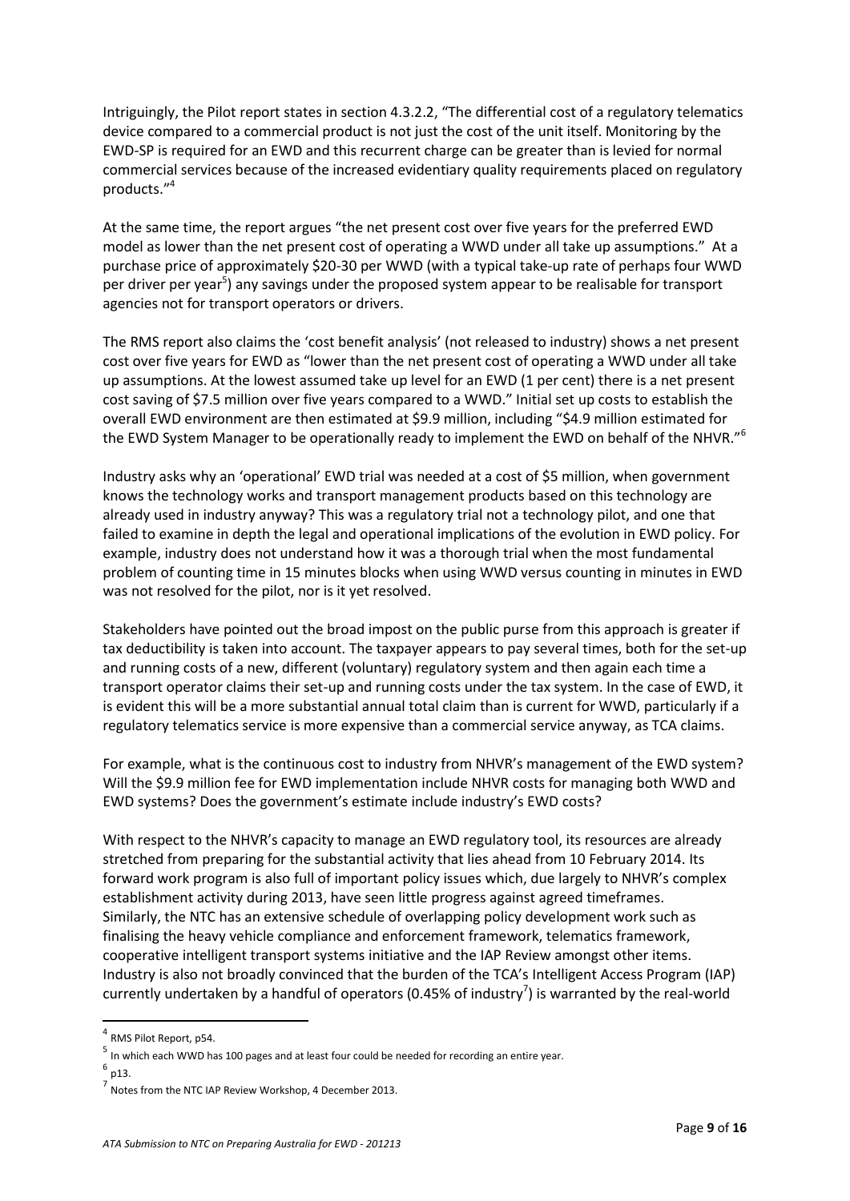Intriguingly, the Pilot report states in section 4.3.2.2, "The differential cost of a regulatory telematics device compared to a commercial product is not just the cost of the unit itself. Monitoring by the EWD-SP is required for an EWD and this recurrent charge can be greater than is levied for normal commercial services because of the increased evidentiary quality requirements placed on regulatory products."[4]

At the same time, the report argues "the net present cost over five years for the preferred EWD model as lower than the net present cost of operating a WWD under all take up assumptions." At a purchase price of approximately $20-30 per WWD (with a typical take-up rate of perhaps four WWD per driver per year[5]) any savings under the proposed system appear to be realisable for transport agencies not for transport operators or drivers.

The RMS report also claims the 'cost benefit analysis' (not released to industry) shows a net present cost over five years for EWD as "lower than the net present cost of operating a WWD under all take up assumptions. At the lowest assumed take up level for an EWD (1 per cent) there is a net present cost saving of $7.5 million over five years compared to a WWD." Initial set up costs to establish the overall EWD environment are then estimated at $9.9 million, including "$4.9 million estimated for the EWD System Manager to be operationally ready to implement the EWD on behalf of the NHVR."[6]

Industry asks why an 'operational' EWD trial was needed at a cost of $5 million, when government knows the technology works and transport management products based on this technology are already used in industry anyway? This was a regulatory trial not a technology pilot, and one that failed to examine in depth the legal and operational implications of the evolution in EWD policy. For example, industry does not understand how it was a thorough trial when the most fundamental problem of counting time in 15 minutes blocks when using WWD versus counting in minutes in EWD was not resolved for the pilot, nor is it yet resolved.

Stakeholders have pointed out the broad impost on the public purse from this approach is greater if tax deductibility is taken into account. The taxpayer appears to pay several times, both for the set-up and running costs of a new, different (voluntary) regulatory system and then again each time a transport operator claims their set-up and running costs under the tax system. In the case of EWD, it is evident this will be a more substantial annual total claim than is current for WWD, particularly if a regulatory telematics service is more expensive than a commercial service anyway, as TCA claims.

For example, what is the continuous cost to industry from NHVR's management of the EWD system? Will the $9.9 million fee for EWD implementation include NHVR costs for managing both WWD and EWD systems? Does the government's estimate include industry's EWD costs?

With respect to the NHVR's capacity to manage an EWD regulatory tool, its resources are already stretched from preparing for the substantial activity that lies ahead from 10 February 2014. Its forward work program is also full of important policy issues which, due largely to NHVR's complex establishment activity during 2013, have seen little progress against agreed timeframes. Similarly, the NTC has an extensive schedule of overlapping policy development work such as finalising the heavy vehicle compliance and enforcement framework, telematics framework, cooperative intelligent transport systems initiative and the IAP Review amongst other items. Industry is also not broadly convinced that the burden of the TCA's Intelligent Access Program (IAP) currently undertaken by a handful of operators (0.45% of industry[7]) is warranted by the real-world

---

[4] RMS Pilot Report, p54.

[5] In which each WWD has 100 pages and at least four could be needed for recording an entire year.

[6] p13.

[7] Notes from the NTC IAP Review Workshop, 4 December 2013.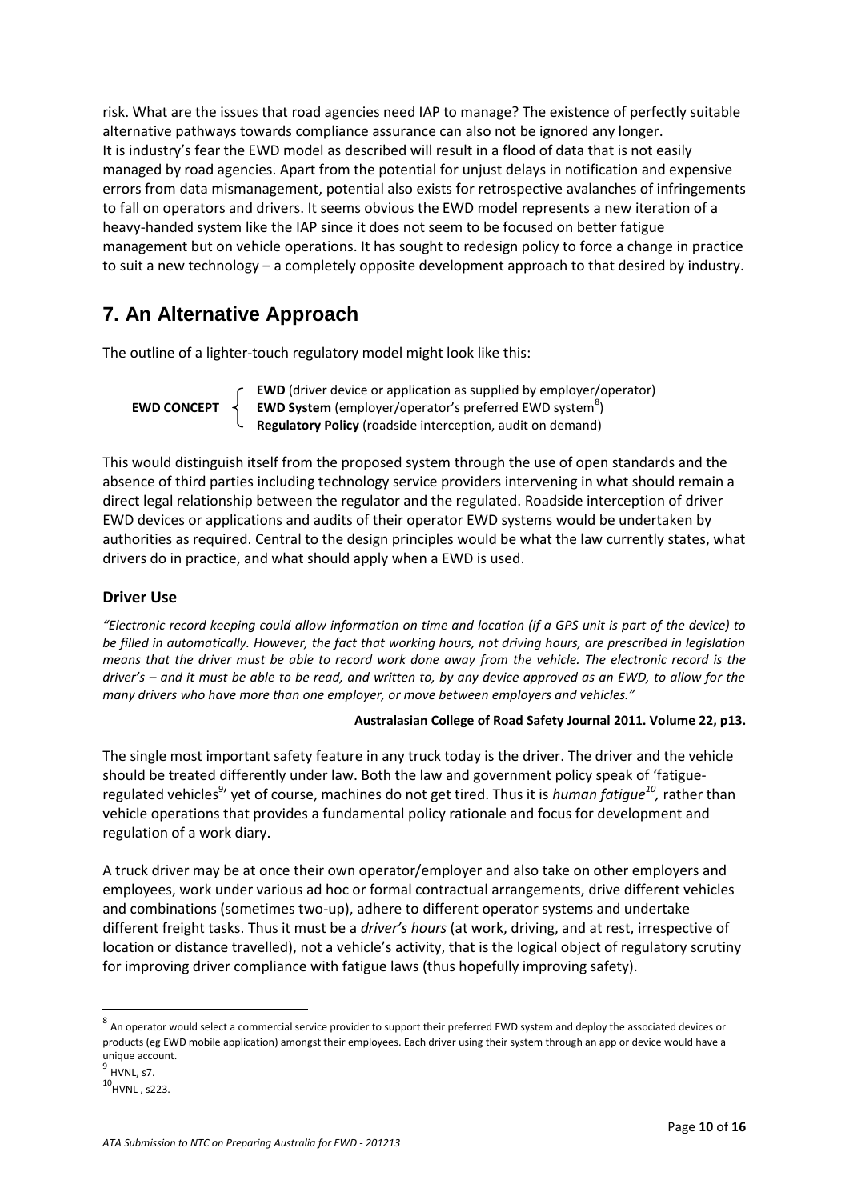risk. What are the issues that road agencies need IAP to manage? The existence of perfectly suitable alternative pathways towards compliance assurance can also not be ignored any longer.
It is industry's fear the EWD model as described will result in a flood of data that is not easily managed by road agencies. Apart from the potential for unjust delays in notification and expensive errors from data mismanagement, potential also exists for retrospective avalanches of infringements to fall on operators and drivers. It seems obvious the EWD model represents a new iteration of a heavy-handed system like the IAP since it does not seem to be focused on better fatigue management but on vehicle operations. It has sought to redesign policy to force a change in practice to suit a new technology – a completely opposite development approach to that desired by industry.

## 7. An Alternative Approach

The outline of a lighter-touch regulatory model might look like this:

**EWD CONCEPT**
- **EWD** (driver device or application as supplied by employer/operator)
- **EWD System** (employer/operator's preferred EWD system[8])
- **Regulatory Policy** (roadside interception, audit on demand)

This would distinguish itself from the proposed system through the use of open standards and the absence of third parties including technology service providers intervening in what should remain a direct legal relationship between the regulator and the regulated. Roadside interception of driver EWD devices or applications and audits of their operator EWD systems would be undertaken by authorities as required. Central to the design principles would be what the law currently states, what drivers do in practice, and what should apply when a EWD is used.

### Driver Use

*"Electronic record keeping could allow information on time and location (if a GPS unit is part of the device) to be filled in automatically. However, the fact that working hours, not driving hours, are prescribed in legislation means that the driver must be able to record work done away from the vehicle. The electronic record is the driver's – and it must be able to be read, and written to, by any device approved as an EWD, to allow for the many drivers who have more than one employer, or move between employers and vehicles."*

**Australasian College of Road Safety Journal 2011. Volume 22, p13.**

The single most important safety feature in any truck today is the driver. The driver and the vehicle should be treated differently under law. Both the law and government policy speak of 'fatigue-regulated vehicles[9]' yet of course, machines do not get tired. Thus it is *human fatigue*[10], rather than vehicle operations that provides a fundamental policy rationale and focus for development and regulation of a work diary.

A truck driver may be at once their own operator/employer and also take on other employers and employees, work under various ad hoc or formal contractual arrangements, drive different vehicles and combinations (sometimes two-up), adhere to different operator systems and undertake different freight tasks. Thus it must be a *driver's hours* (at work, driving, and at rest, irrespective of location or distance travelled), not a vehicle's activity, that is the logical object of regulatory scrutiny for improving driver compliance with fatigue laws (thus hopefully improving safety).

---

[8] An operator would select a commercial service provider to support their preferred EWD system and deploy the associated devices or products (eg EWD mobile application) amongst their employees. Each driver using their system through an app or device would have a unique account.

[9] HVNL, s7.

[10] HVNL , s223.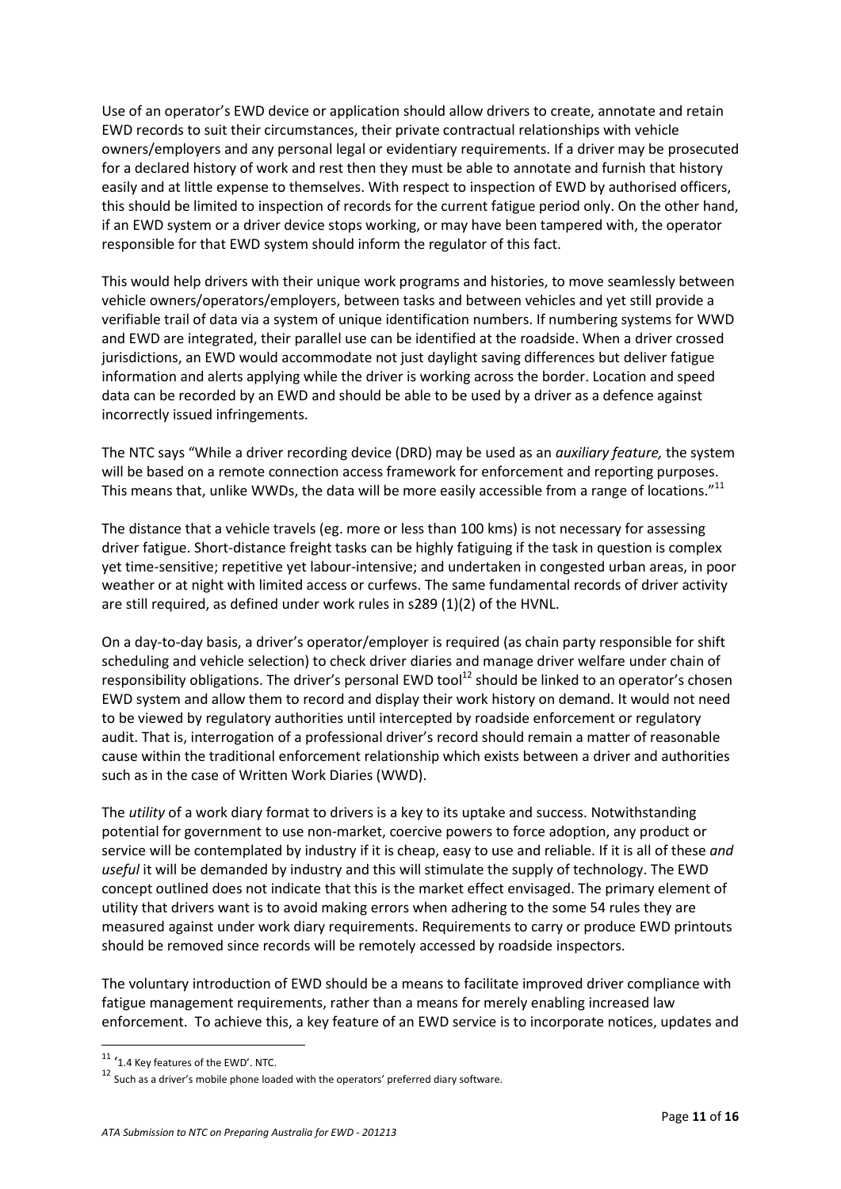Use of an operator's EWD device or application should allow drivers to create, annotate and retain EWD records to suit their circumstances, their private contractual relationships with vehicle owners/employers and any personal legal or evidentiary requirements. If a driver may be prosecuted for a declared history of work and rest then they must be able to annotate and furnish that history easily and at little expense to themselves. With respect to inspection of EWD by authorised officers, this should be limited to inspection of records for the current fatigue period only. On the other hand, if an EWD system or a driver device stops working, or may have been tampered with, the operator responsible for that EWD system should inform the regulator of this fact.

This would help drivers with their unique work programs and histories, to move seamlessly between vehicle owners/operators/employers, between tasks and between vehicles and yet still provide a verifiable trail of data via a system of unique identification numbers. If numbering systems for WWD and EWD are integrated, their parallel use can be identified at the roadside. When a driver crossed jurisdictions, an EWD would accommodate not just daylight saving differences but deliver fatigue information and alerts applying while the driver is working across the border. Location and speed data can be recorded by an EWD and should be able to be used by a driver as a defence against incorrectly issued infringements.

The NTC says "While a driver recording device (DRD) may be used as an *auxiliary feature,* the system will be based on a remote connection access framework for enforcement and reporting purposes. This means that, unlike WWDs, the data will be more easily accessible from a range of locations."[11]

The distance that a vehicle travels (eg. more or less than 100 kms) is not necessary for assessing driver fatigue. Short-distance freight tasks can be highly fatiguing if the task in question is complex yet time-sensitive; repetitive yet labour-intensive; and undertaken in congested urban areas, in poor weather or at night with limited access or curfews. The same fundamental records of driver activity are still required, as defined under work rules in s289 (1)(2) of the HVNL.

On a day-to-day basis, a driver's operator/employer is required (as chain party responsible for shift scheduling and vehicle selection) to check driver diaries and manage driver welfare under chain of responsibility obligations. The driver's personal EWD tool[12] should be linked to an operator's chosen EWD system and allow them to record and display their work history on demand. It would not need to be viewed by regulatory authorities until intercepted by roadside enforcement or regulatory audit. That is, interrogation of a professional driver's record should remain a matter of reasonable cause within the traditional enforcement relationship which exists between a driver and authorities such as in the case of Written Work Diaries (WWD).

The *utility* of a work diary format to drivers is a key to its uptake and success. Notwithstanding potential for government to use non-market, coercive powers to force adoption, any product or service will be contemplated by industry if it is cheap, easy to use and reliable. If it is all of these *and useful* it will be demanded by industry and this will stimulate the supply of technology. The EWD concept outlined does not indicate that this is the market effect envisaged. The primary element of utility that drivers want is to avoid making errors when adhering to the some 54 rules they are measured against under work diary requirements. Requirements to carry or produce EWD printouts should be removed since records will be remotely accessed by roadside inspectors.

The voluntary introduction of EWD should be a means to facilitate improved driver compliance with fatigue management requirements, rather than a means for merely enabling increased law enforcement. To achieve this, a key feature of an EWD service is to incorporate notices, updates and

---

[11] '1.4 Key features of the EWD'. NTC.

[12] Such as a driver's mobile phone loaded with the operators' preferred diary software.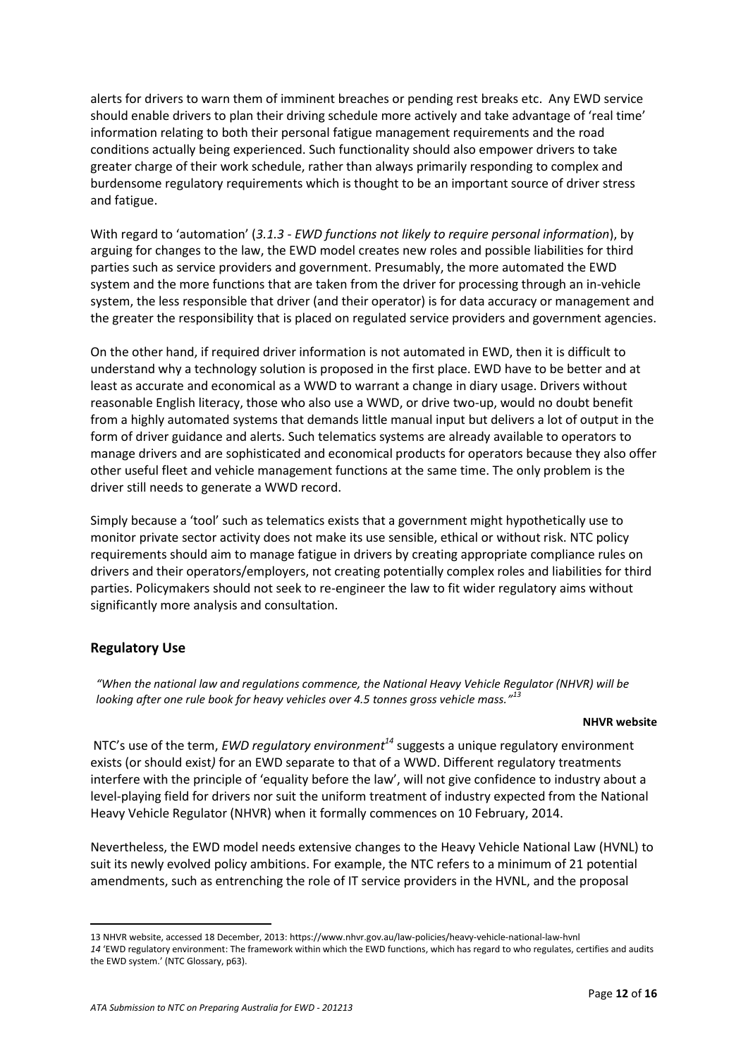alerts for drivers to warn them of imminent breaches or pending rest breaks etc. Any EWD service should enable drivers to plan their driving schedule more actively and take advantage of 'real time' information relating to both their personal fatigue management requirements and the road conditions actually being experienced. Such functionality should also empower drivers to take greater charge of their work schedule, rather than always primarily responding to complex and burdensome regulatory requirements which is thought to be an important source of driver stress and fatigue.

With regard to 'automation' (*3.1.3 - EWD functions not likely to require personal information*), by arguing for changes to the law, the EWD model creates new roles and possible liabilities for third parties such as service providers and government. Presumably, the more automated the EWD system and the more functions that are taken from the driver for processing through an in-vehicle system, the less responsible that driver (and their operator) is for data accuracy or management and the greater the responsibility that is placed on regulated service providers and government agencies.

On the other hand, if required driver information is not automated in EWD, then it is difficult to understand why a technology solution is proposed in the first place. EWD have to be better and at least as accurate and economical as a WWD to warrant a change in diary usage. Drivers without reasonable English literacy, those who also use a WWD, or drive two-up, would no doubt benefit from a highly automated systems that demands little manual input but delivers a lot of output in the form of driver guidance and alerts. Such telematics systems are already available to operators to manage drivers and are sophisticated and economical products for operators because they also offer other useful fleet and vehicle management functions at the same time. The only problem is the driver still needs to generate a WWD record.

Simply because a 'tool' such as telematics exists that a government might hypothetically use to monitor private sector activity does not make its use sensible, ethical or without risk. NTC policy requirements should aim to manage fatigue in drivers by creating appropriate compliance rules on drivers and their operators/employers, not creating potentially complex roles and liabilities for third parties. Policymakers should not seek to re-engineer the law to fit wider regulatory aims without significantly more analysis and consultation.

## Regulatory Use

> *"When the national law and regulations commence, the National Heavy Vehicle Regulator (NHVR) will be looking after one rule book for heavy vehicles over 4.5 tonnes gross vehicle mass."*[13]
>
> **NHVR website**

NTC's use of the term, *EWD regulatory environment*[14] suggests a unique regulatory environment exists (or should exist) for an EWD separate to that of a WWD. Different regulatory treatments interfere with the principle of 'equality before the law', will not give confidence to industry about a level-playing field for drivers nor suit the uniform treatment of industry expected from the National Heavy Vehicle Regulator (NHVR) when it formally commences on 10 February, 2014.

Nevertheless, the EWD model needs extensive changes to the Heavy Vehicle National Law (HVNL) to suit its newly evolved policy ambitions. For example, the NTC refers to a minimum of 21 potential amendments, such as entrenching the role of IT service providers in the HVNL, and the proposal

---

13 NHVR website, accessed 18 December, 2013: https://www.nhvr.gov.au/law-policies/heavy-vehicle-national-law-hvnl

*14* 'EWD regulatory environment: The framework within which the EWD functions, which has regard to who regulates, certifies and audits the EWD system.' (NTC Glossary, p63).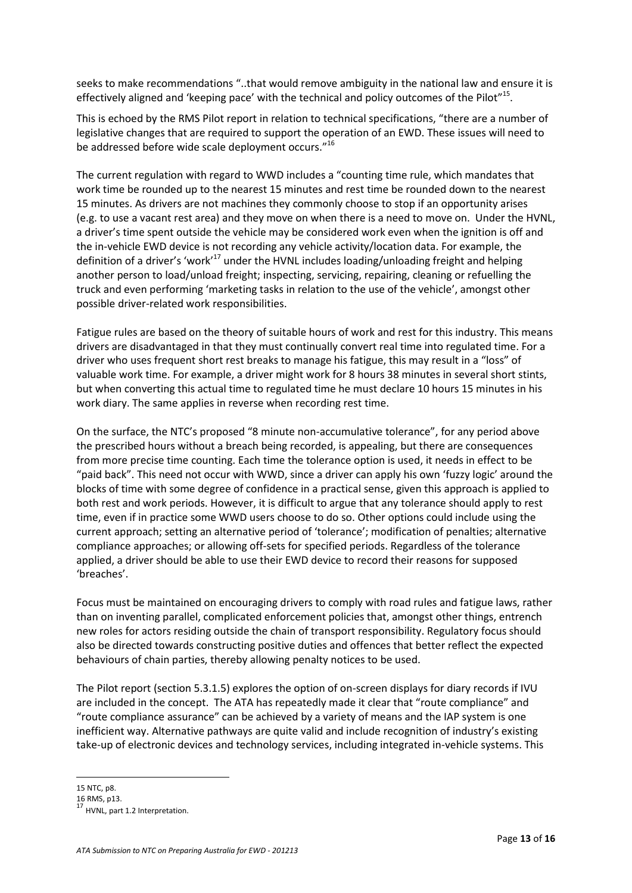seeks to make recommendations "..that would remove ambiguity in the national law and ensure it is effectively aligned and 'keeping pace' with the technical and policy outcomes of the Pilot"[15].

This is echoed by the RMS Pilot report in relation to technical specifications, "there are a number of legislative changes that are required to support the operation of an EWD. These issues will need to be addressed before wide scale deployment occurs."[16]

The current regulation with regard to WWD includes a "counting time rule, which mandates that work time be rounded up to the nearest 15 minutes and rest time be rounded down to the nearest 15 minutes. As drivers are not machines they commonly choose to stop if an opportunity arises (e.g. to use a vacant rest area) and they move on when there is a need to move on. Under the HVNL, a driver's time spent outside the vehicle may be considered work even when the ignition is off and the in-vehicle EWD device is not recording any vehicle activity/location data. For example, the definition of a driver's 'work'[17] under the HVNL includes loading/unloading freight and helping another person to load/unload freight; inspecting, servicing, repairing, cleaning or refuelling the truck and even performing 'marketing tasks in relation to the use of the vehicle', amongst other possible driver-related work responsibilities.

Fatigue rules are based on the theory of suitable hours of work and rest for this industry. This means drivers are disadvantaged in that they must continually convert real time into regulated time. For a driver who uses frequent short rest breaks to manage his fatigue, this may result in a "loss" of valuable work time. For example, a driver might work for 8 hours 38 minutes in several short stints, but when converting this actual time to regulated time he must declare 10 hours 15 minutes in his work diary. The same applies in reverse when recording rest time.

On the surface, the NTC's proposed "8 minute non-accumulative tolerance", for any period above the prescribed hours without a breach being recorded, is appealing, but there are consequences from more precise time counting. Each time the tolerance option is used, it needs in effect to be "paid back". This need not occur with WWD, since a driver can apply his own 'fuzzy logic' around the blocks of time with some degree of confidence in a practical sense, given this approach is applied to both rest and work periods. However, it is difficult to argue that any tolerance should apply to rest time, even if in practice some WWD users choose to do so. Other options could include using the current approach; setting an alternative period of 'tolerance'; modification of penalties; alternative compliance approaches; or allowing off-sets for specified periods. Regardless of the tolerance applied, a driver should be able to use their EWD device to record their reasons for supposed 'breaches'.

Focus must be maintained on encouraging drivers to comply with road rules and fatigue laws, rather than on inventing parallel, complicated enforcement policies that, amongst other things, entrench new roles for actors residing outside the chain of transport responsibility. Regulatory focus should also be directed towards constructing positive duties and offences that better reflect the expected behaviours of chain parties, thereby allowing penalty notices to be used.

The Pilot report (section 5.3.1.5) explores the option of on-screen displays for diary records if IVU are included in the concept. The ATA has repeatedly made it clear that "route compliance" and "route compliance assurance" can be achieved by a variety of means and the IAP system is one inefficient way. Alternative pathways are quite valid and include recognition of industry's existing take-up of electronic devices and technology services, including integrated in-vehicle systems. This

---

15 NTC, p8.

16 RMS, p13.

17 HVNL, part 1.2 Interpretation.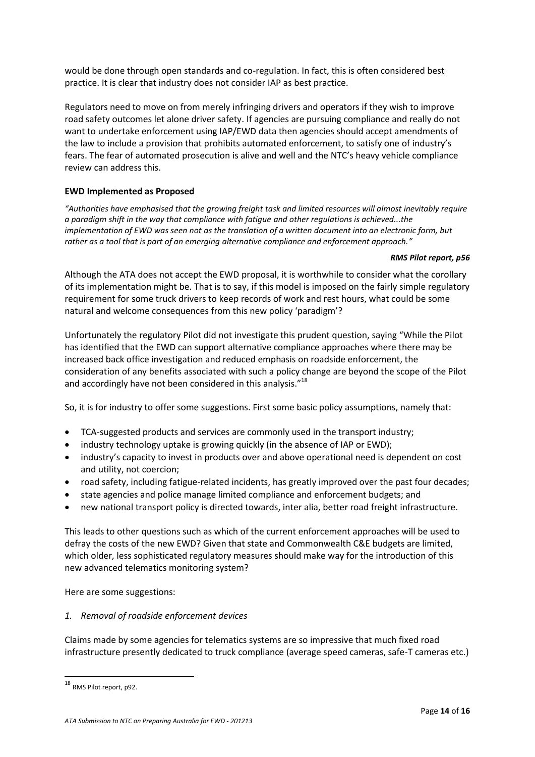would be done through open standards and co-regulation. In fact, this is often considered best practice. It is clear that industry does not consider IAP as best practice.

Regulators need to move on from merely infringing drivers and operators if they wish to improve road safety outcomes let alone driver safety. If agencies are pursuing compliance and really do not want to undertake enforcement using IAP/EWD data then agencies should accept amendments of the law to include a provision that prohibits automated enforcement, to satisfy one of industry's fears. The fear of automated prosecution is alive and well and the NTC's heavy vehicle compliance review can address this.

**EWD Implemented as Proposed**

*"Authorities have emphasised that the growing freight task and limited resources will almost inevitably require a paradigm shift in the way that compliance with fatigue and other regulations is achieved...the implementation of EWD was seen not as the translation of a written document into an electronic form, but rather as a tool that is part of an emerging alternative compliance and enforcement approach."*

***RMS Pilot report, p56***

Although the ATA does not accept the EWD proposal, it is worthwhile to consider what the corollary of its implementation might be. That is to say, if this model is imposed on the fairly simple regulatory requirement for some truck drivers to keep records of work and rest hours, what could be some natural and welcome consequences from this new policy 'paradigm'?

Unfortunately the regulatory Pilot did not investigate this prudent question, saying "While the Pilot has identified that the EWD can support alternative compliance approaches where there may be increased back office investigation and reduced emphasis on roadside enforcement, the consideration of any benefits associated with such a policy change are beyond the scope of the Pilot and accordingly have not been considered in this analysis."[18]

So, it is for industry to offer some suggestions. First some basic policy assumptions, namely that:

- TCA-suggested products and services are commonly used in the transport industry;
- industry technology uptake is growing quickly (in the absence of IAP or EWD);
- industry's capacity to invest in products over and above operational need is dependent on cost and utility, not coercion;
- road safety, including fatigue-related incidents, has greatly improved over the past four decades;
- state agencies and police manage limited compliance and enforcement budgets; and
- new national transport policy is directed towards, inter alia, better road freight infrastructure.

This leads to other questions such as which of the current enforcement approaches will be used to defray the costs of the new EWD? Given that state and Commonwealth C&E budgets are limited, which older, less sophisticated regulatory measures should make way for the introduction of this new advanced telematics monitoring system?

Here are some suggestions:

*1. Removal of roadside enforcement devices*

Claims made by some agencies for telematics systems are so impressive that much fixed road infrastructure presently dedicated to truck compliance (average speed cameras, safe-T cameras etc.)

[18] RMS Pilot report, p92.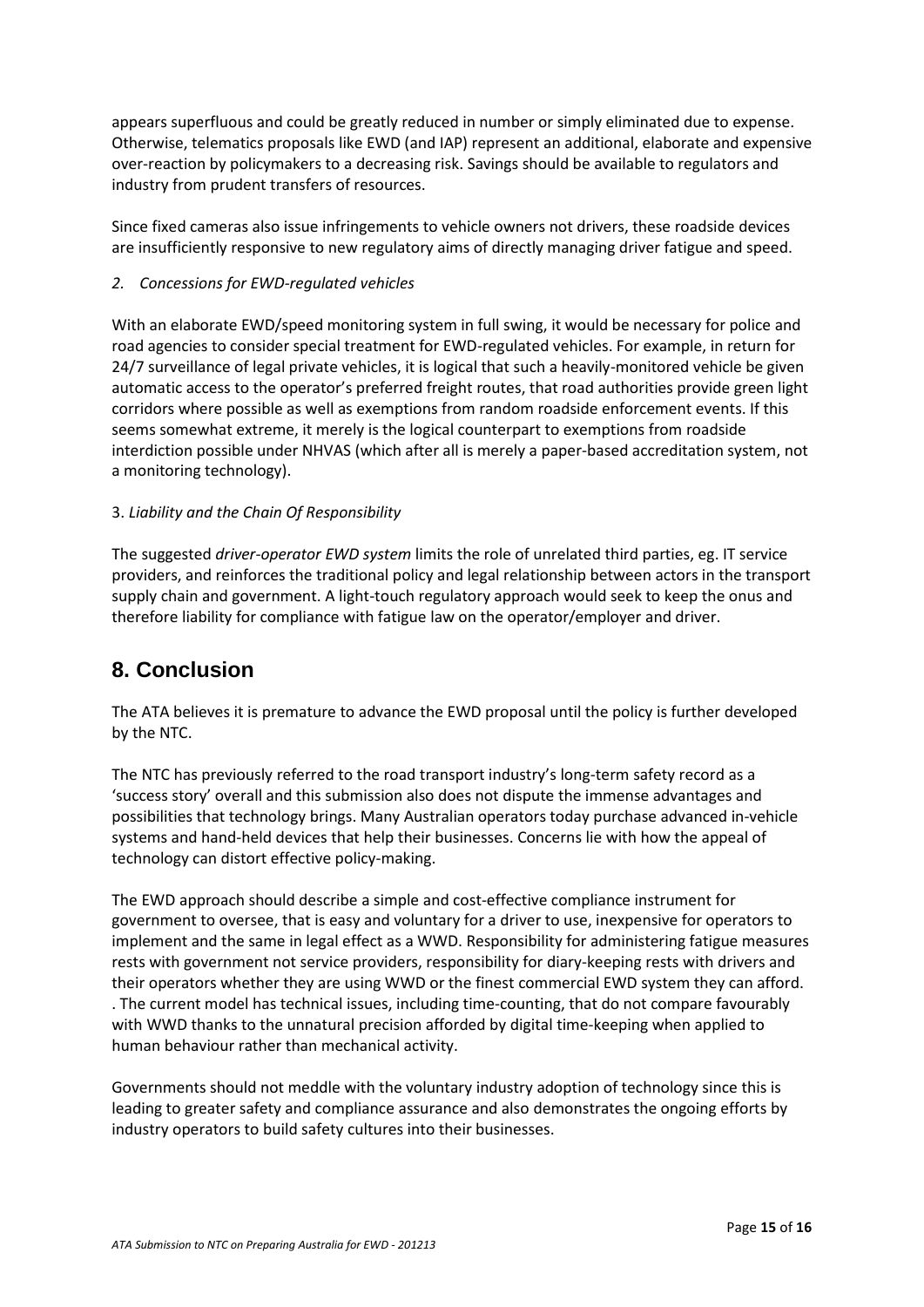appears superfluous and could be greatly reduced in number or simply eliminated due to expense. Otherwise, telematics proposals like EWD (and IAP) represent an additional, elaborate and expensive over-reaction by policymakers to a decreasing risk. Savings should be available to regulators and industry from prudent transfers of resources.

Since fixed cameras also issue infringements to vehicle owners not drivers, these roadside devices are insufficiently responsive to new regulatory aims of directly managing driver fatigue and speed.

*2. Concessions for EWD-regulated vehicles*

With an elaborate EWD/speed monitoring system in full swing, it would be necessary for police and road agencies to consider special treatment for EWD-regulated vehicles. For example, in return for 24/7 surveillance of legal private vehicles, it is logical that such a heavily-monitored vehicle be given automatic access to the operator's preferred freight routes, that road authorities provide green light corridors where possible as well as exemptions from random roadside enforcement events. If this seems somewhat extreme, it merely is the logical counterpart to exemptions from roadside interdiction possible under NHVAS (which after all is merely a paper-based accreditation system, not a monitoring technology).

3. *Liability and the Chain Of Responsibility*

The suggested *driver-operator EWD system* limits the role of unrelated third parties, eg. IT service providers, and reinforces the traditional policy and legal relationship between actors in the transport supply chain and government. A light-touch regulatory approach would seek to keep the onus and therefore liability for compliance with fatigue law on the operator/employer and driver.

## 8. Conclusion

The ATA believes it is premature to advance the EWD proposal until the policy is further developed by the NTC.

The NTC has previously referred to the road transport industry's long-term safety record as a 'success story' overall and this submission also does not dispute the immense advantages and possibilities that technology brings. Many Australian operators today purchase advanced in-vehicle systems and hand-held devices that help their businesses. Concerns lie with how the appeal of technology can distort effective policy-making.

The EWD approach should describe a simple and cost-effective compliance instrument for government to oversee, that is easy and voluntary for a driver to use, inexpensive for operators to implement and the same in legal effect as a WWD. Responsibility for administering fatigue measures rests with government not service providers, responsibility for diary-keeping rests with drivers and their operators whether they are using WWD or the finest commercial EWD system they can afford. . The current model has technical issues, including time-counting, that do not compare favourably with WWD thanks to the unnatural precision afforded by digital time-keeping when applied to human behaviour rather than mechanical activity.

Governments should not meddle with the voluntary industry adoption of technology since this is leading to greater safety and compliance assurance and also demonstrates the ongoing efforts by industry operators to build safety cultures into their businesses.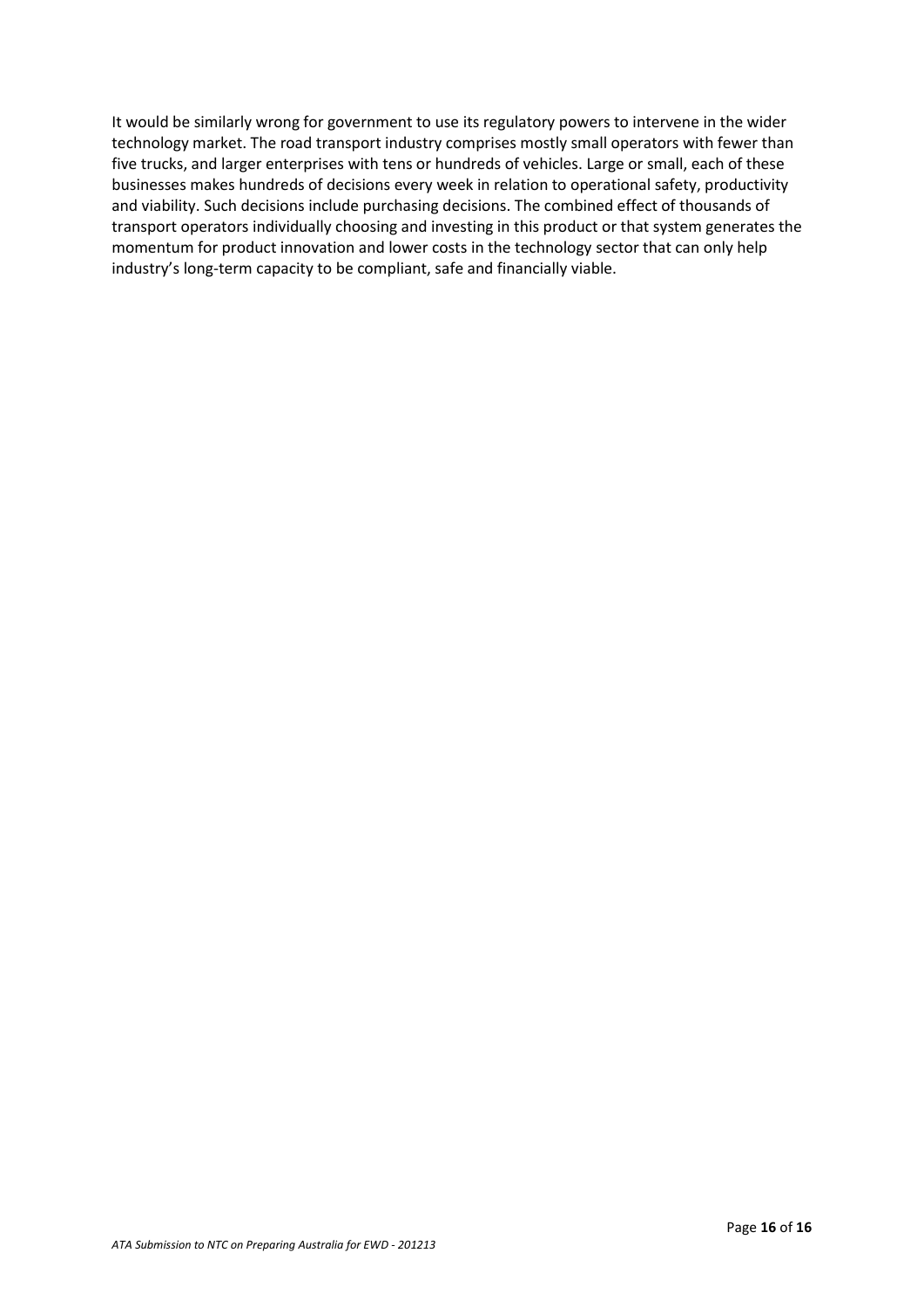It would be similarly wrong for government to use its regulatory powers to intervene in the wider technology market. The road transport industry comprises mostly small operators with fewer than five trucks, and larger enterprises with tens or hundreds of vehicles. Large or small, each of these businesses makes hundreds of decisions every week in relation to operational safety, productivity and viability. Such decisions include purchasing decisions. The combined effect of thousands of transport operators individually choosing and investing in this product or that system generates the momentum for product innovation and lower costs in the technology sector that can only help industry's long-term capacity to be compliant, safe and financially viable.